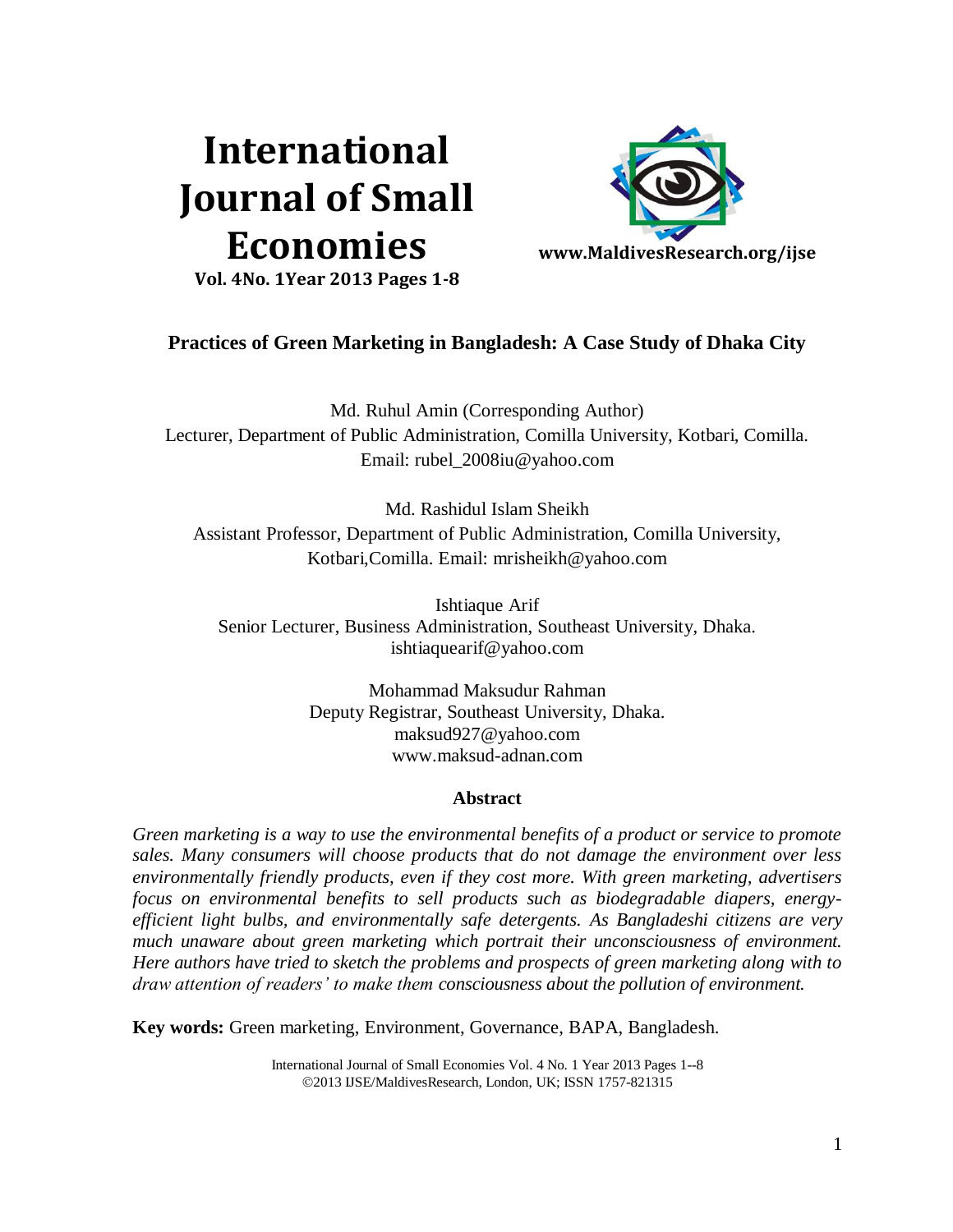# International Journal of Small Economies

**Vol. 4No. 1Year 2013 Pages 1-8**

**www.MaldivesResearch.org/ijse**

## Practices of Green Marketing in Bangladesh: A Case Study of Dhaka City

Md. Ruhul Amin (Corresponding Author)
Lecturer, Department of Public Administration, Comilla University, Kotbari, Comilla.
Email: rubel_2008iu@yahoo.com

Md. Rashidul Islam Sheikh
Assistant Professor, Department of Public Administration, Comilla University, Kotbari,Comilla. Email: mrisheikh@yahoo.com

Ishtiaque Arif
Senior Lecturer, Business Administration, Southeast University, Dhaka.
ishtiaquearif@yahoo.com

Mohammad Maksudur Rahman
Deputy Registrar, Southeast University, Dhaka.
maksud927@yahoo.com
www.maksud-adnan.com

### Abstract

*Green marketing is a way to use the environmental benefits of a product or service to promote sales. Many consumers will choose products that do not damage the environment over less environmentally friendly products, even if they cost more. With green marketing, advertisers focus on environmental benefits to sell products such as biodegradable diapers, energy-efficient light bulbs, and environmentally safe detergents. As Bangladeshi citizens are very much unaware about green marketing which portrait their unconsciousness of environment. Here authors have tried to sketch the problems and prospects of green marketing along with to draw attention of readers' to make them consciousness about the pollution of environment.*

**Key words:** Green marketing, Environment, Governance, BAPA, Bangladesh.

International Journal of Small Economies Vol. 4 No. 1 Year 2013 Pages 1--8
©2013 IJSE/MaldivesResearch, London, UK; ISSN 1757-821315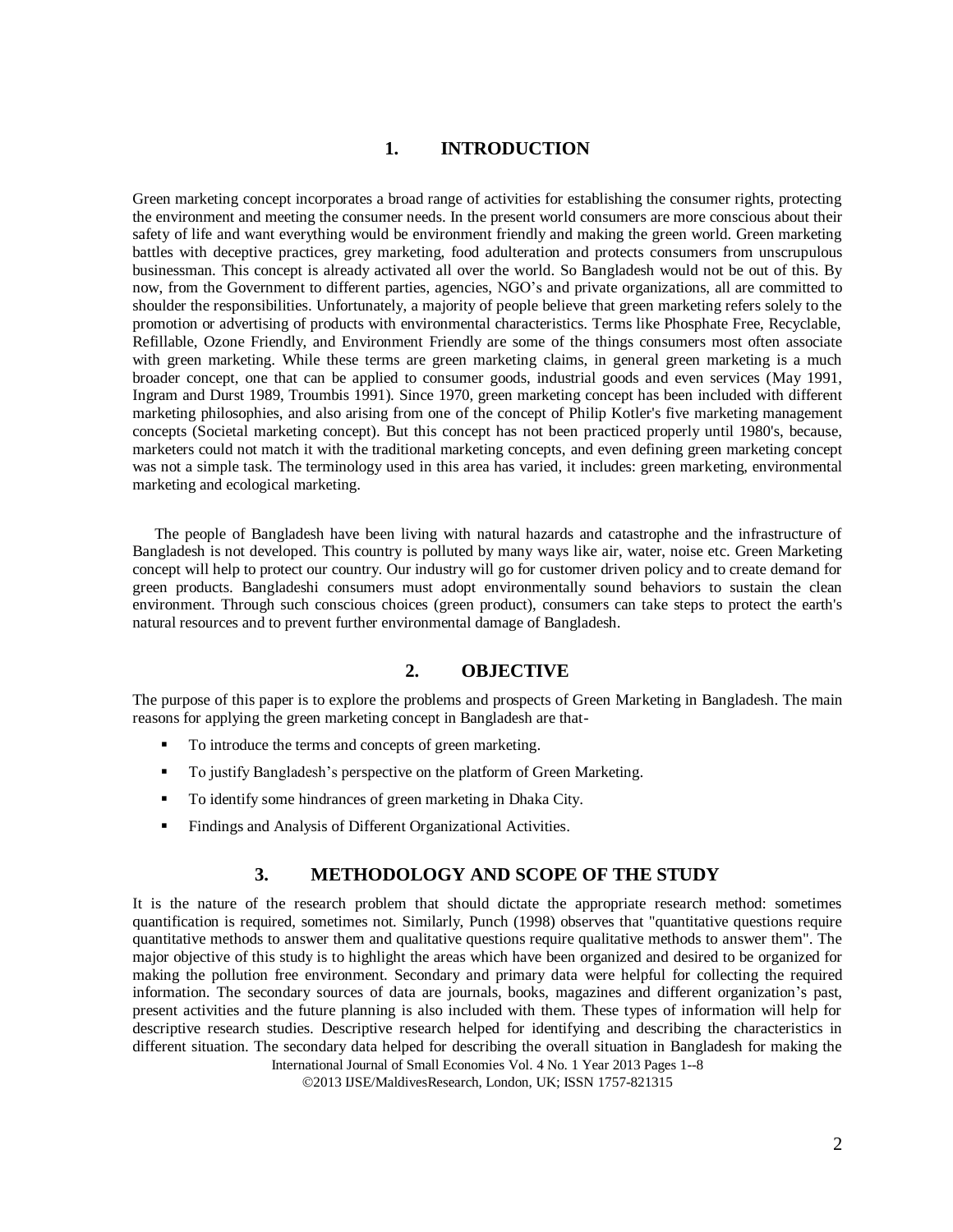## 1. INTRODUCTION

Green marketing concept incorporates a broad range of activities for establishing the consumer rights, protecting the environment and meeting the consumer needs. In the present world consumers are more conscious about their safety of life and want everything would be environment friendly and making the green world. Green marketing battles with deceptive practices, grey marketing, food adulteration and protects consumers from unscrupulous businessman. This concept is already activated all over the world. So Bangladesh would not be out of this. By now, from the Government to different parties, agencies, NGO's and private organizations, all are committed to shoulder the responsibilities. Unfortunately, a majority of people believe that green marketing refers solely to the promotion or advertising of products with environmental characteristics. Terms like Phosphate Free, Recyclable, Refillable, Ozone Friendly, and Environment Friendly are some of the things consumers most often associate with green marketing. While these terms are green marketing claims, in general green marketing is a much broader concept, one that can be applied to consumer goods, industrial goods and even services (May 1991, Ingram and Durst 1989, Troumbis 1991). Since 1970, green marketing concept has been included with different marketing philosophies, and also arising from one of the concept of Philip Kotler's five marketing management concepts (Societal marketing concept). But this concept has not been practiced properly until 1980's, because, marketers could not match it with the traditional marketing concepts, and even defining green marketing concept was not a simple task. The terminology used in this area has varied, it includes: green marketing, environmental marketing and ecological marketing.

The people of Bangladesh have been living with natural hazards and catastrophe and the infrastructure of Bangladesh is not developed. This country is polluted by many ways like air, water, noise etc. Green Marketing concept will help to protect our country. Our industry will go for customer driven policy and to create demand for green products. Bangladeshi consumers must adopt environmentally sound behaviors to sustain the clean environment. Through such conscious choices (green product), consumers can take steps to protect the earth's natural resources and to prevent further environmental damage of Bangladesh.

## 2. OBJECTIVE

The purpose of this paper is to explore the problems and prospects of Green Marketing in Bangladesh. The main reasons for applying the green marketing concept in Bangladesh are that-

- To introduce the terms and concepts of green marketing.
- To justify Bangladesh's perspective on the platform of Green Marketing.
- To identify some hindrances of green marketing in Dhaka City.
- Findings and Analysis of Different Organizational Activities.

## 3. METHODOLOGY AND SCOPE OF THE STUDY

It is the nature of the research problem that should dictate the appropriate research method: sometimes quantification is required, sometimes not. Similarly, Punch (1998) observes that "quantitative questions require quantitative methods to answer them and qualitative questions require qualitative methods to answer them". The major objective of this study is to highlight the areas which have been organized and desired to be organized for making the pollution free environment. Secondary and primary data were helpful for collecting the required information. The secondary sources of data are journals, books, magazines and different organization's past, present activities and the future planning is also included with them. These types of information will help for descriptive research studies. Descriptive research helped for identifying and describing the characteristics in different situation. The secondary data helped for describing the overall situation in Bangladesh for making the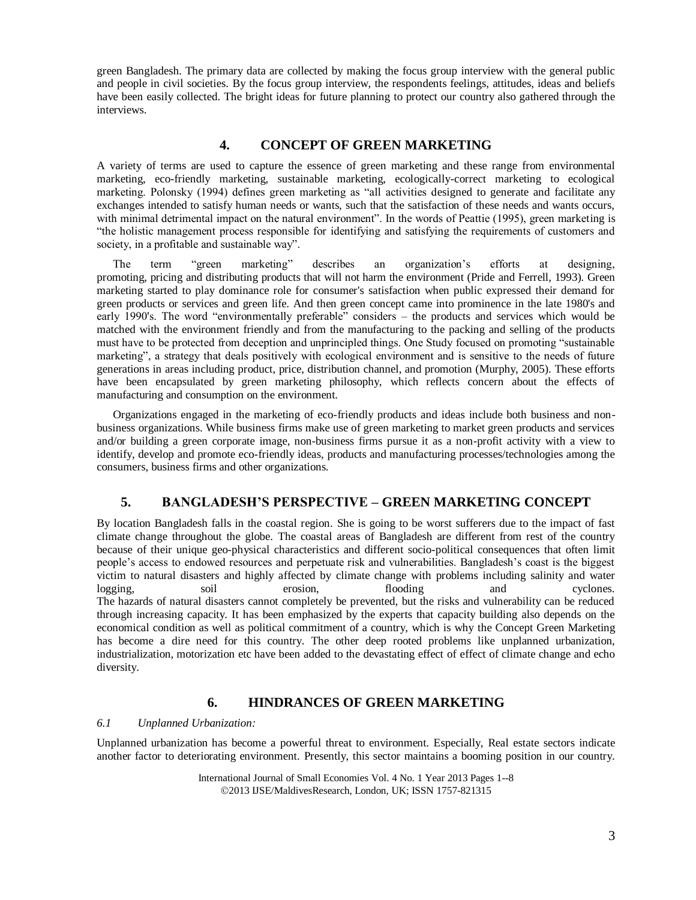green Bangladesh. The primary data are collected by making the focus group interview with the general public and people in civil societies. By the focus group interview, the respondents feelings, attitudes, ideas and beliefs have been easily collected. The bright ideas for future planning to protect our country also gathered through the interviews.

## 4. CONCEPT OF GREEN MARKETING

A variety of terms are used to capture the essence of green marketing and these range from environmental marketing, eco-friendly marketing, sustainable marketing, ecologically-correct marketing to ecological marketing. Polonsky (1994) defines green marketing as "all activities designed to generate and facilitate any exchanges intended to satisfy human needs or wants, such that the satisfaction of these needs and wants occurs, with minimal detrimental impact on the natural environment". In the words of Peattie (1995), green marketing is "the holistic management process responsible for identifying and satisfying the requirements of customers and society, in a profitable and sustainable way".

The term "green marketing" describes an organization's efforts at designing, promoting, pricing and distributing products that will not harm the environment (Pride and Ferrell, 1993). Green marketing started to play dominance role for consumer's satisfaction when public expressed their demand for green products or services and green life. And then green concept came into prominence in the late 1980's and early 1990's. The word "environmentally preferable" considers – the products and services which would be matched with the environment friendly and from the manufacturing to the packing and selling of the products must have to be protected from deception and unprincipled things. One Study focused on promoting "sustainable marketing", a strategy that deals positively with ecological environment and is sensitive to the needs of future generations in areas including product, price, distribution channel, and promotion (Murphy, 2005). These efforts have been encapsulated by green marketing philosophy, which reflects concern about the effects of manufacturing and consumption on the environment.

Organizations engaged in the marketing of eco-friendly products and ideas include both business and non-business organizations. While business firms make use of green marketing to market green products and services and/or building a green corporate image, non-business firms pursue it as a non-profit activity with a view to identify, develop and promote eco-friendly ideas, products and manufacturing processes/technologies among the consumers, business firms and other organizations.

## 5. BANGLADESH'S PERSPECTIVE – GREEN MARKETING CONCEPT

By location Bangladesh falls in the coastal region. She is going to be worst sufferers due to the impact of fast climate change throughout the globe. The coastal areas of Bangladesh are different from rest of the country because of their unique geo-physical characteristics and different socio-political consequences that often limit people's access to endowed resources and perpetuate risk and vulnerabilities. Bangladesh's coast is the biggest victim to natural disasters and highly affected by climate change with problems including salinity and water logging, soil erosion, flooding and cyclones.
The hazards of natural disasters cannot completely be prevented, but the risks and vulnerability can be reduced through increasing capacity. It has been emphasized by the experts that capacity building also depends on the economical condition as well as political commitment of a country, which is why the Concept Green Marketing has become a dire need for this country. The other deep rooted problems like unplanned urbanization, industrialization, motorization etc have been added to the devastating effect of effect of climate change and echo diversity.

## 6. HINDRANCES OF GREEN MARKETING

### *6.1 Unplanned Urbanization:*

Unplanned urbanization has become a powerful threat to environment. Especially, Real estate sectors indicate another factor to deteriorating environment. Presently, this sector maintains a booming position in our country.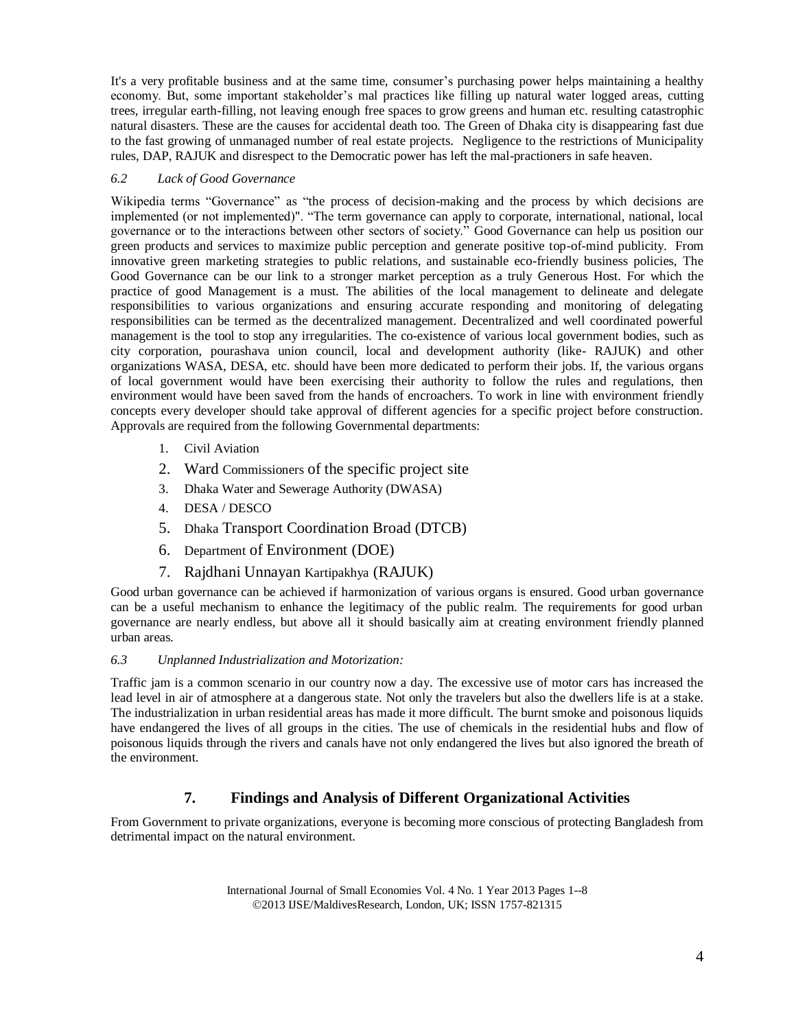It's a very profitable business and at the same time, consumer's purchasing power helps maintaining a healthy economy. But, some important stakeholder's mal practices like filling up natural water logged areas, cutting trees, irregular earth-filling, not leaving enough free spaces to grow greens and human etc. resulting catastrophic natural disasters. These are the causes for accidental death too. The Green of Dhaka city is disappearing fast due to the fast growing of unmanaged number of real estate projects. Negligence to the restrictions of Municipality rules, DAP, RAJUK and disrespect to the Democratic power has left the mal-practioners in safe heaven.

### *6.2 Lack of Good Governance*

Wikipedia terms "Governance" as "the process of decision-making and the process by which decisions are implemented (or not implemented)". "The term governance can apply to corporate, international, national, local governance or to the interactions between other sectors of society." Good Governance can help us position our green products and services to maximize public perception and generate positive top-of-mind publicity. From innovative green marketing strategies to public relations, and sustainable eco-friendly business policies, The Good Governance can be our link to a stronger market perception as a truly Generous Host. For which the practice of good Management is a must. The abilities of the local management to delineate and delegate responsibilities to various organizations and ensuring accurate responding and monitoring of delegating responsibilities can be termed as the decentralized management. Decentralized and well coordinated powerful management is the tool to stop any irregularities. The co-existence of various local government bodies, such as city corporation, pourashava union council, local and development authority (like- RAJUK) and other organizations WASA, DESA, etc. should have been more dedicated to perform their jobs. If, the various organs of local government would have been exercising their authority to follow the rules and regulations, then environment would have been saved from the hands of encroachers. To work in line with environment friendly concepts every developer should take approval of different agencies for a specific project before construction. Approvals are required from the following Governmental departments:

1. Civil Aviation
2. Ward Commissioners of the specific project site
3. Dhaka Water and Sewerage Authority (DWASA)
4. DESA / DESCO
5. Dhaka Transport Coordination Broad (DTCB)
6. Department of Environment (DOE)
7. Rajdhani Unnayan Kartipakhya (RAJUK)

Good urban governance can be achieved if harmonization of various organs is ensured. Good urban governance can be a useful mechanism to enhance the legitimacy of the public realm. The requirements for good urban governance are nearly endless, but above all it should basically aim at creating environment friendly planned urban areas.

### *6.3 Unplanned Industrialization and Motorization:*

Traffic jam is a common scenario in our country now a day. The excessive use of motor cars has increased the lead level in air of atmosphere at a dangerous state. Not only the travelers but also the dwellers life is at a stake. The industrialization in urban residential areas has made it more difficult. The burnt smoke and poisonous liquids have endangered the lives of all groups in the cities. The use of chemicals in the residential hubs and flow of poisonous liquids through the rivers and canals have not only endangered the lives but also ignored the breath of the environment.

## 7. Findings and Analysis of Different Organizational Activities

From Government to private organizations, everyone is becoming more conscious of protecting Bangladesh from detrimental impact on the natural environment.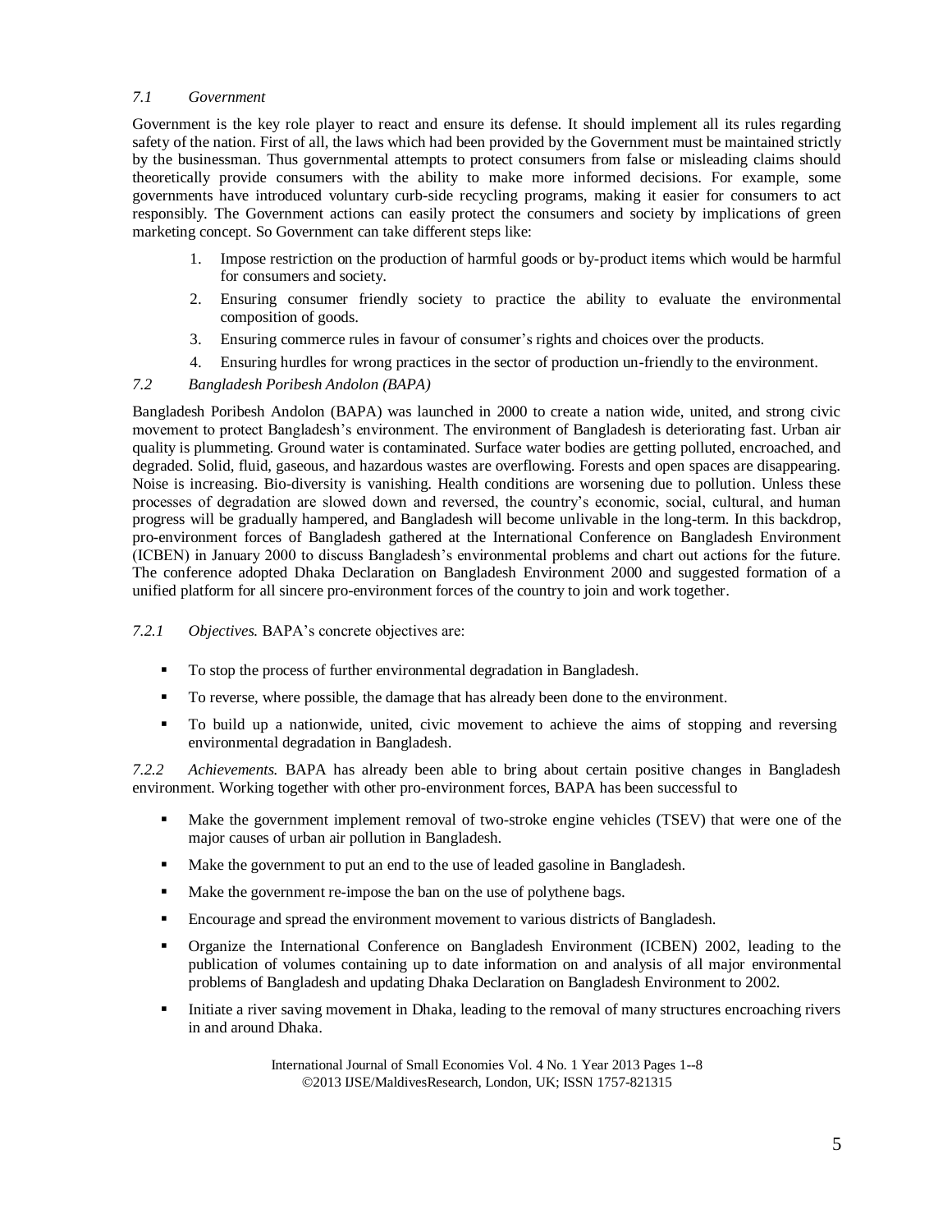### *7.1 Government*

Government is the key role player to react and ensure its defense. It should implement all its rules regarding safety of the nation. First of all, the laws which had been provided by the Government must be maintained strictly by the businessman. Thus governmental attempts to protect consumers from false or misleading claims should theoretically provide consumers with the ability to make more informed decisions. For example, some governments have introduced voluntary curb-side recycling programs, making it easier for consumers to act responsibly. The Government actions can easily protect the consumers and society by implications of green marketing concept. So Government can take different steps like:

1. Impose restriction on the production of harmful goods or by-product items which would be harmful for consumers and society.
2. Ensuring consumer friendly society to practice the ability to evaluate the environmental composition of goods.
3. Ensuring commerce rules in favour of consumer's rights and choices over the products.
4. Ensuring hurdles for wrong practices in the sector of production un-friendly to the environment.

### *7.2 Bangladesh Poribesh Andolon (BAPA)*

Bangladesh Poribesh Andolon (BAPA) was launched in 2000 to create a nation wide, united, and strong civic movement to protect Bangladesh's environment. The environment of Bangladesh is deteriorating fast. Urban air quality is plummeting. Ground water is contaminated. Surface water bodies are getting polluted, encroached, and degraded. Solid, fluid, gaseous, and hazardous wastes are overflowing. Forests and open spaces are disappearing. Noise is increasing. Bio-diversity is vanishing. Health conditions are worsening due to pollution. Unless these processes of degradation are slowed down and reversed, the country's economic, social, cultural, and human progress will be gradually hampered, and Bangladesh will become unlivable in the long-term. In this backdrop, pro-environment forces of Bangladesh gathered at the International Conference on Bangladesh Environment (ICBEN) in January 2000 to discuss Bangladesh's environmental problems and chart out actions for the future. The conference adopted Dhaka Declaration on Bangladesh Environment 2000 and suggested formation of a unified platform for all sincere pro-environment forces of the country to join and work together.

*7.2.1 Objectives.* BAPA's concrete objectives are:

- To stop the process of further environmental degradation in Bangladesh.
- To reverse, where possible, the damage that has already been done to the environment.
- To build up a nationwide, united, civic movement to achieve the aims of stopping and reversing environmental degradation in Bangladesh.

*7.2.2 Achievements.* BAPA has already been able to bring about certain positive changes in Bangladesh environment. Working together with other pro-environment forces, BAPA has been successful to

- Make the government implement removal of two-stroke engine vehicles (TSEV) that were one of the major causes of urban air pollution in Bangladesh.
- Make the government to put an end to the use of leaded gasoline in Bangladesh.
- Make the government re-impose the ban on the use of polythene bags.
- Encourage and spread the environment movement to various districts of Bangladesh.
- Organize the International Conference on Bangladesh Environment (ICBEN) 2002, leading to the publication of volumes containing up to date information on and analysis of all major environmental problems of Bangladesh and updating Dhaka Declaration on Bangladesh Environment to 2002.
- Initiate a river saving movement in Dhaka, leading to the removal of many structures encroaching rivers in and around Dhaka.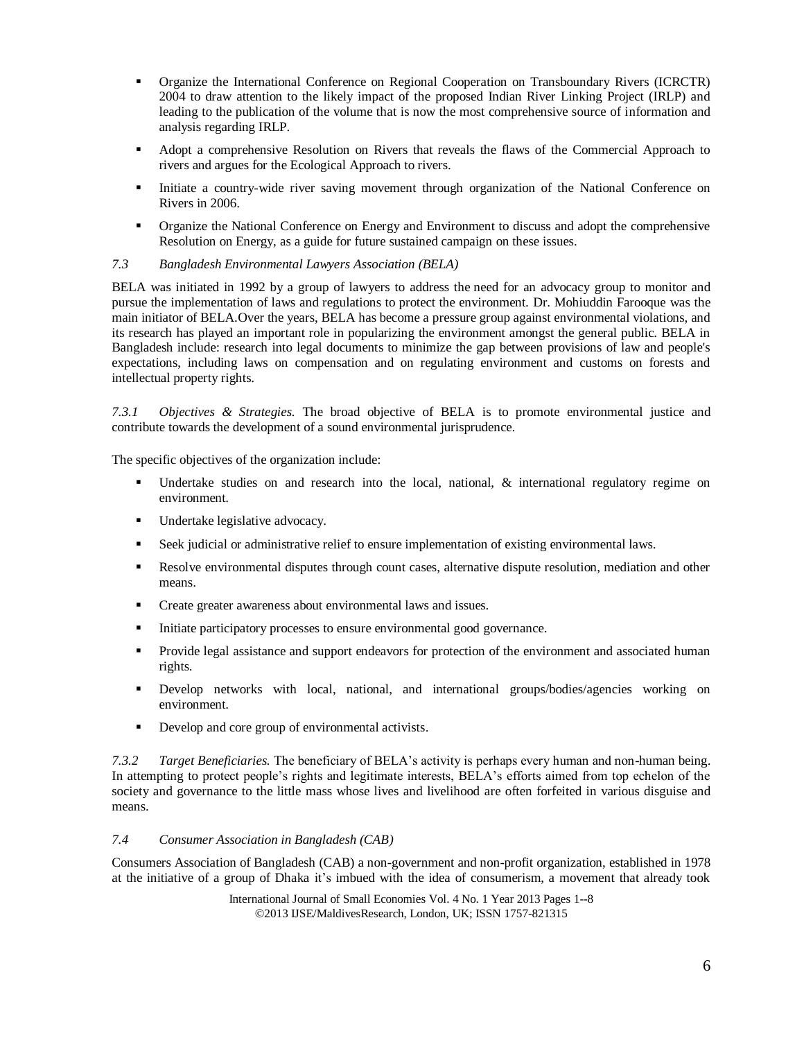- Organize the International Conference on Regional Cooperation on Transboundary Rivers (ICRCTR) 2004 to draw attention to the likely impact of the proposed Indian River Linking Project (IRLP) and leading to the publication of the volume that is now the most comprehensive source of information and analysis regarding IRLP.
- Adopt a comprehensive Resolution on Rivers that reveals the flaws of the Commercial Approach to rivers and argues for the Ecological Approach to rivers.
- Initiate a country-wide river saving movement through organization of the National Conference on Rivers in 2006.
- Organize the National Conference on Energy and Environment to discuss and adopt the comprehensive Resolution on Energy, as a guide for future sustained campaign on these issues.

*7.3 Bangladesh Environmental Lawyers Association (BELA)*

BELA was initiated in 1992 by a group of lawyers to address the need for an advocacy group to monitor and pursue the implementation of laws and regulations to protect the environment. Dr. Mohiuddin Farooque was the main initiator of BELA.Over the years, BELA has become a pressure group against environmental violations, and its research has played an important role in popularizing the environment amongst the general public. BELA in Bangladesh include: research into legal documents to minimize the gap between provisions of law and people's expectations, including laws on compensation and on regulating environment and customs on forests and intellectual property rights.

*7.3.1 Objectives & Strategies.* The broad objective of BELA is to promote environmental justice and contribute towards the development of a sound environmental jurisprudence.

The specific objectives of the organization include:

- Undertake studies on and research into the local, national, & international regulatory regime on environment.
- Undertake legislative advocacy.
- Seek judicial or administrative relief to ensure implementation of existing environmental laws.
- Resolve environmental disputes through count cases, alternative dispute resolution, mediation and other means.
- Create greater awareness about environmental laws and issues.
- Initiate participatory processes to ensure environmental good governance.
- Provide legal assistance and support endeavors for protection of the environment and associated human rights.
- Develop networks with local, national, and international groups/bodies/agencies working on environment.
- Develop and core group of environmental activists.

*7.3.2 Target Beneficiaries.* The beneficiary of BELA's activity is perhaps every human and non-human being. In attempting to protect people's rights and legitimate interests, BELA's efforts aimed from top echelon of the society and governance to the little mass whose lives and livelihood are often forfeited in various disguise and means.

*7.4 Consumer Association in Bangladesh (CAB)*

Consumers Association of Bangladesh (CAB) a non-government and non-profit organization, established in 1978 at the initiative of a group of Dhaka it's imbued with the idea of consumerism, a movement that already took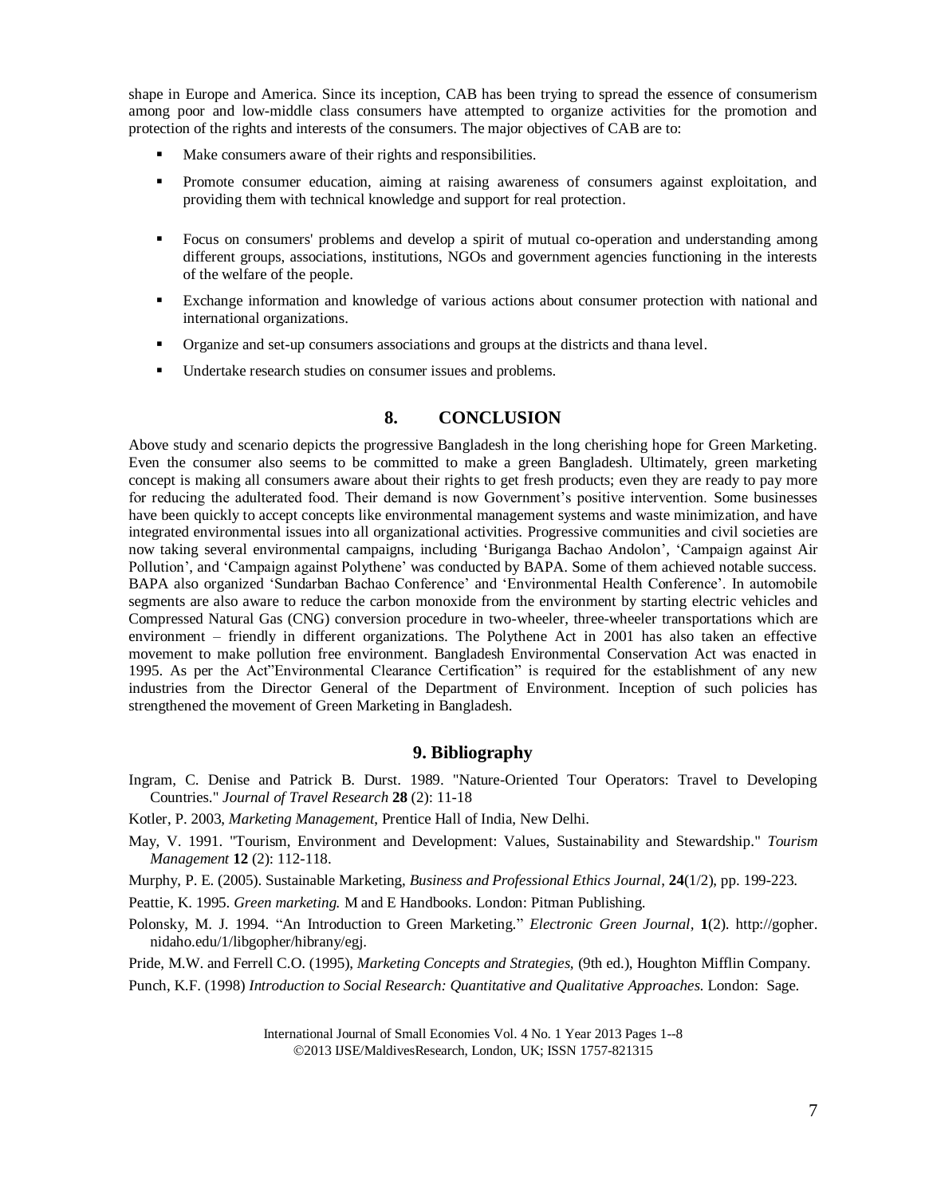shape in Europe and America. Since its inception, CAB has been trying to spread the essence of consumerism among poor and low-middle class consumers have attempted to organize activities for the promotion and protection of the rights and interests of the consumers. The major objectives of CAB are to:

- Make consumers aware of their rights and responsibilities.
- Promote consumer education, aiming at raising awareness of consumers against exploitation, and providing them with technical knowledge and support for real protection.
- Focus on consumers' problems and develop a spirit of mutual co-operation and understanding among different groups, associations, institutions, NGOs and government agencies functioning in the interests of the welfare of the people.
- Exchange information and knowledge of various actions about consumer protection with national and international organizations.
- Organize and set-up consumers associations and groups at the districts and thana level.
- Undertake research studies on consumer issues and problems.

## 8. CONCLUSION

Above study and scenario depicts the progressive Bangladesh in the long cherishing hope for Green Marketing. Even the consumer also seems to be committed to make a green Bangladesh. Ultimately, green marketing concept is making all consumers aware about their rights to get fresh products; even they are ready to pay more for reducing the adulterated food. Their demand is now Government's positive intervention. Some businesses have been quickly to accept concepts like environmental management systems and waste minimization, and have integrated environmental issues into all organizational activities. Progressive communities and civil societies are now taking several environmental campaigns, including 'Buriganga Bachao Andolon', 'Campaign against Air Pollution', and 'Campaign against Polythene' was conducted by BAPA. Some of them achieved notable success. BAPA also organized 'Sundarban Bachao Conference' and 'Environmental Health Conference'. In automobile segments are also aware to reduce the carbon monoxide from the environment by starting electric vehicles and Compressed Natural Gas (CNG) conversion procedure in two-wheeler, three-wheeler transportations which are environment – friendly in different organizations. The Polythene Act in 2001 has also taken an effective movement to make pollution free environment. Bangladesh Environmental Conservation Act was enacted in 1995. As per the Act"Environmental Clearance Certification" is required for the establishment of any new industries from the Director General of the Department of Environment. Inception of such policies has strengthened the movement of Green Marketing in Bangladesh.

## 9. Bibliography

Ingram, C. Denise and Patrick B. Durst. 1989. "Nature-Oriented Tour Operators: Travel to Developing Countries." *Journal of Travel Research* **28** (2): 11-18

Kotler, P. 2003, *Marketing Management*, Prentice Hall of India, New Delhi.

May, V. 1991. "Tourism, Environment and Development: Values, Sustainability and Stewardship." *Tourism Management* **12** (2): 112-118.

Murphy, P. E. (2005). Sustainable Marketing, *Business and Professional Ethics Journal*, **24**(1/2), pp. 199-223.

Peattie, K. 1995. *Green marketing.* M and E Handbooks. London: Pitman Publishing.

Polonsky, M. J. 1994. "An Introduction to Green Marketing." *Electronic Green Journal*, **1**(2). http://gopher.nidaho.edu/1/libgopher/hibrany/egj.

Pride, M.W. and Ferrell C.O. (1995), *Marketing Concepts and Strategies*, (9th ed.), Houghton Mifflin Company.

Punch, K.F. (1998) *Introduction to Social Research: Quantitative and Qualitative Approaches.* London: Sage.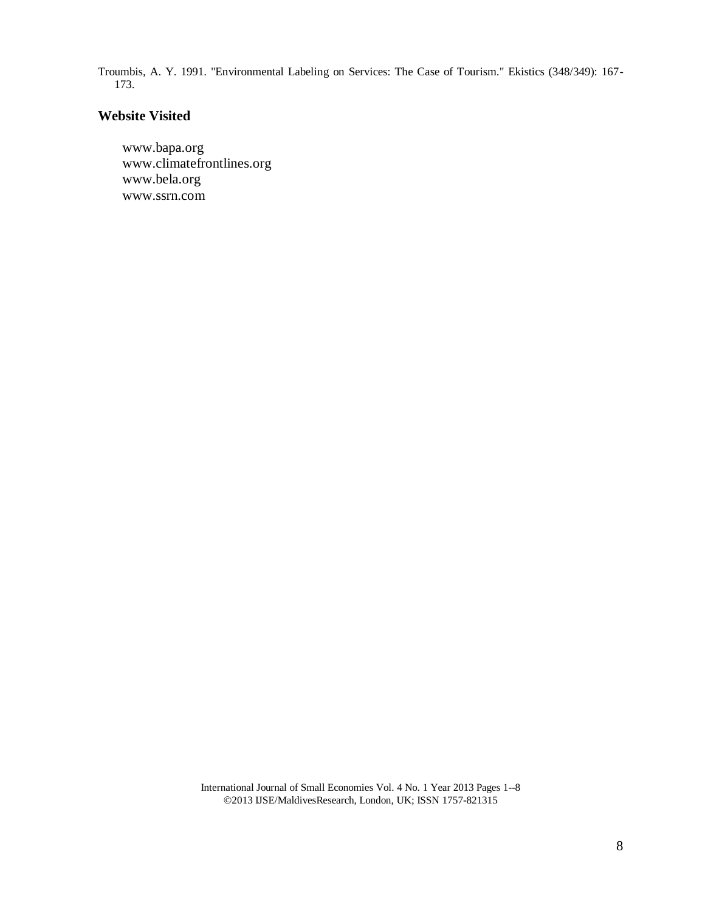Troumbis, A. Y. 1991. "Environmental Labeling on Services: The Case of Tourism." Ekistics (348/349): 167-173.

## Website Visited

www.bapa.org
www.climatefrontlines.org
www.bela.org
www.ssrn.com